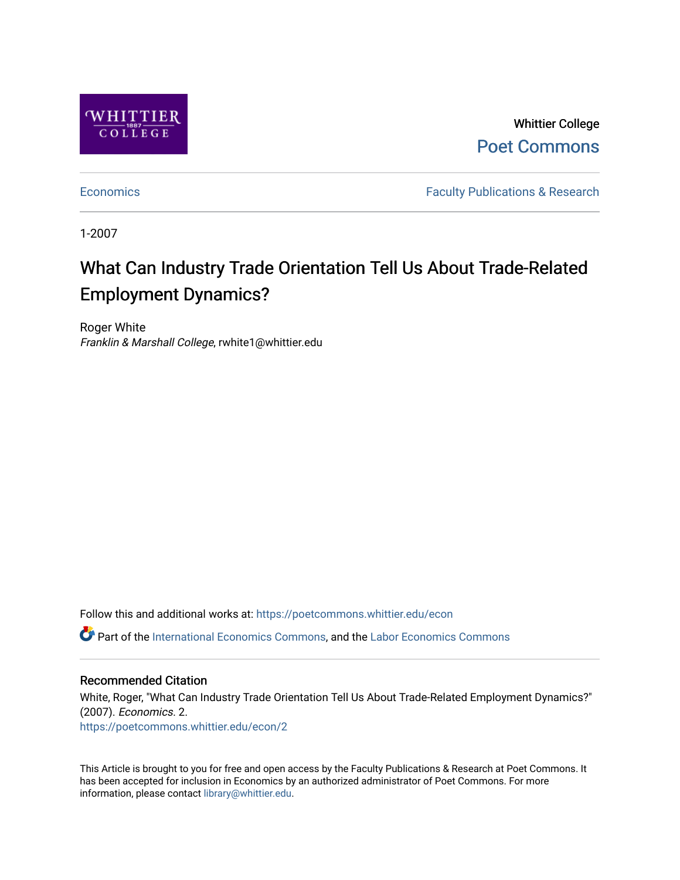Whittier College

Poet Commons

Economics

Faculty Publications & Research

1-2007

# What Can Industry Trade Orientation Tell Us About Trade-Related Employment Dynamics?

Roger White

*Franklin & Marshall College*, rwhite1@whittier.edu

Follow this and additional works at: https://poetcommons.whittier.edu/econ

Part of the International Economics Commons, and the Labor Economics Commons

### Recommended Citation

White, Roger, "What Can Industry Trade Orientation Tell Us About Trade-Related Employment Dynamics?" (2007). *Economics*. 2.
https://poetcommons.whittier.edu/econ/2

This Article is brought to you for free and open access by the Faculty Publications & Research at Poet Commons. It has been accepted for inclusion in Economics by an authorized administrator of Poet Commons. For more information, please contact library@whittier.edu.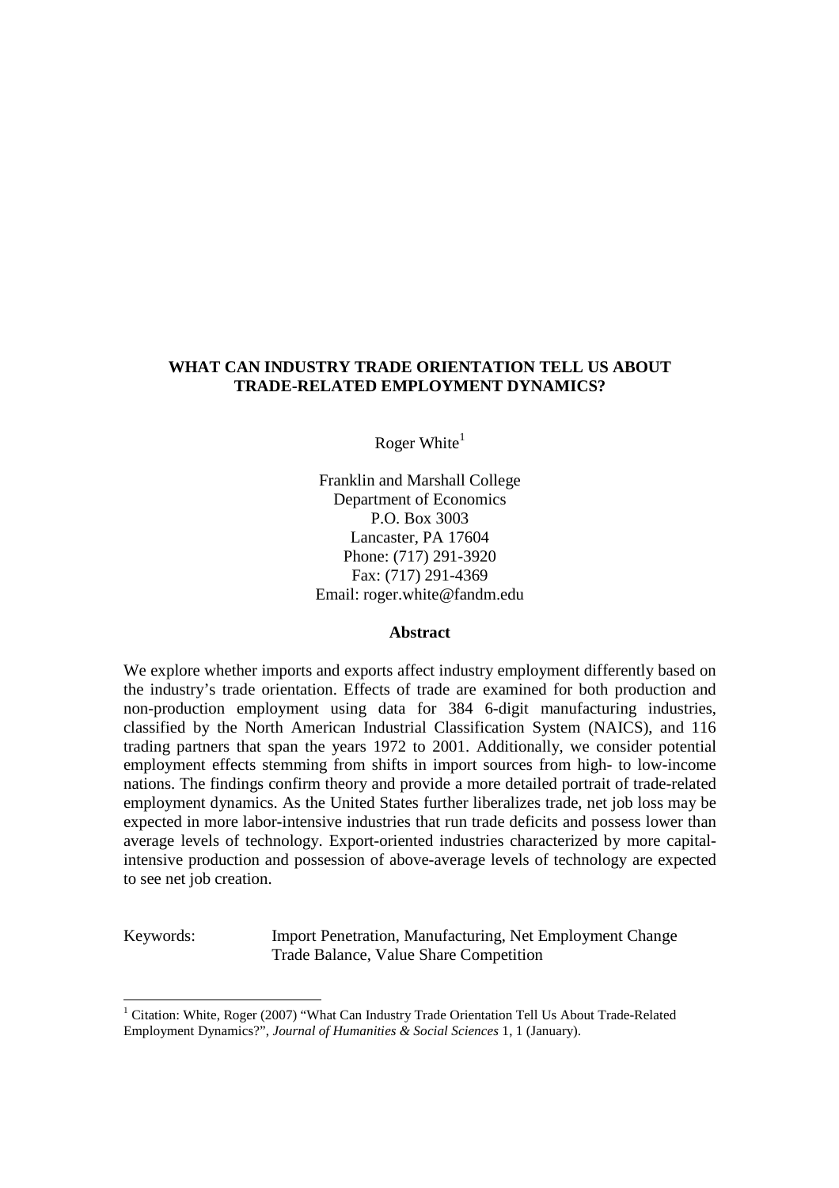**WHAT CAN INDUSTRY TRADE ORIENTATION TELL US ABOUT TRADE-RELATED EMPLOYMENT DYNAMICS?**

Roger White[1]

Franklin and Marshall College
Department of Economics
P.O. Box 3003
Lancaster, PA 17604
Phone: (717) 291-3920
Fax: (717) 291-4369
Email: roger.white@fandm.edu

**Abstract**

We explore whether imports and exports affect industry employment differently based on the industry's trade orientation. Effects of trade are examined for both production and non-production employment using data for 384 6-digit manufacturing industries, classified by the North American Industrial Classification System (NAICS), and 116 trading partners that span the years 1972 to 2001. Additionally, we consider potential employment effects stemming from shifts in import sources from high- to low-income nations. The findings confirm theory and provide a more detailed portrait of trade-related employment dynamics. As the United States further liberalizes trade, net job loss may be expected in more labor-intensive industries that run trade deficits and possess lower than average levels of technology. Export-oriented industries characterized by more capital-intensive production and possession of above-average levels of technology are expected to see net job creation.

Keywords: Import Penetration, Manufacturing, Net Employment Change, Trade Balance, Value Share Competition

[1] Citation: White, Roger (2007) "What Can Industry Trade Orientation Tell Us About Trade-Related Employment Dynamics?", *Journal of Humanities & Social Sciences* 1, 1 (January).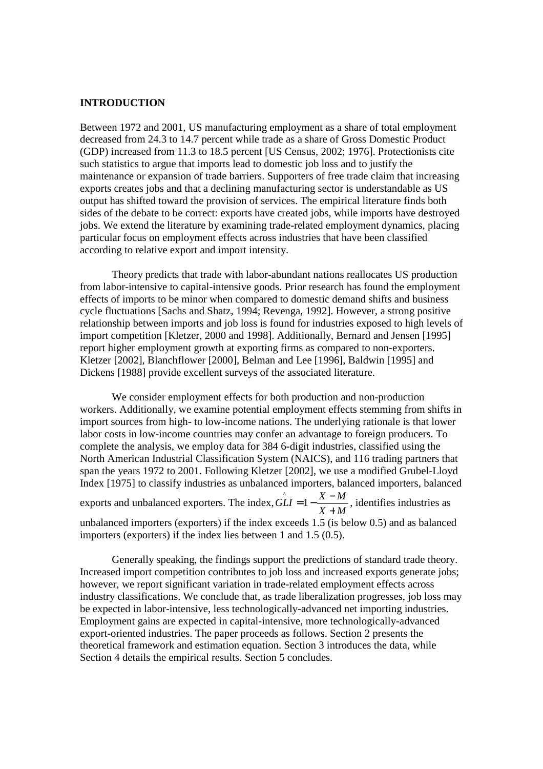**INTRODUCTION**

Between 1972 and 2001, US manufacturing employment as a share of total employment decreased from 24.3 to 14.7 percent while trade as a share of Gross Domestic Product (GDP) increased from 11.3 to 18.5 percent [US Census, 2002; 1976]. Protectionists cite such statistics to argue that imports lead to domestic job loss and to justify the maintenance or expansion of trade barriers. Supporters of free trade claim that increasing exports creates jobs and that a declining manufacturing sector is understandable as US output has shifted toward the provision of services. The empirical literature finds both sides of the debate to be correct: exports have created jobs, while imports have destroyed jobs. We extend the literature by examining trade-related employment dynamics, placing particular focus on employment effects across industries that have been classified according to relative export and import intensity.

Theory predicts that trade with labor-abundant nations reallocates US production from labor-intensive to capital-intensive goods. Prior research has found the employment effects of imports to be minor when compared to domestic demand shifts and business cycle fluctuations [Sachs and Shatz, 1994; Revenga, 1992]. However, a strong positive relationship between imports and job loss is found for industries exposed to high levels of import competition [Kletzer, 2000 and 1998]. Additionally, Bernard and Jensen [1995] report higher employment growth at exporting firms as compared to non-exporters. Kletzer [2002], Blanchflower [2000], Belman and Lee [1996], Baldwin [1995] and Dickens [1988] provide excellent surveys of the associated literature.

We consider employment effects for both production and non-production workers. Additionally, we examine potential employment effects stemming from shifts in import sources from high- to low-income nations. The underlying rationale is that lower labor costs in low-income countries may confer an advantage to foreign producers. To complete the analysis, we employ data for 384 6-digit industries, classified using the North American Industrial Classification System (NAICS), and 116 trading partners that span the years 1972 to 2001. Following Kletzer [2002], we use a modified Grubel-Lloyd Index [1975] to classify industries as unbalanced importers, balanced importers, balanced exports and unbalanced exporters. The index, $\hat{GLI} = 1 - \frac{X - M}{X + M}$, identifies industries as unbalanced importers (exporters) if the index exceeds 1.5 (is below 0.5) and as balanced importers (exporters) if the index lies between 1 and 1.5 (0.5).

Generally speaking, the findings support the predictions of standard trade theory. Increased import competition contributes to job loss and increased exports generate jobs; however, we report significant variation in trade-related employment effects across industry classifications. We conclude that, as trade liberalization progresses, job loss may be expected in labor-intensive, less technologically-advanced net importing industries. Employment gains are expected in capital-intensive, more technologically-advanced export-oriented industries. The paper proceeds as follows. Section 2 presents the theoretical framework and estimation equation. Section 3 introduces the data, while Section 4 details the empirical results. Section 5 concludes.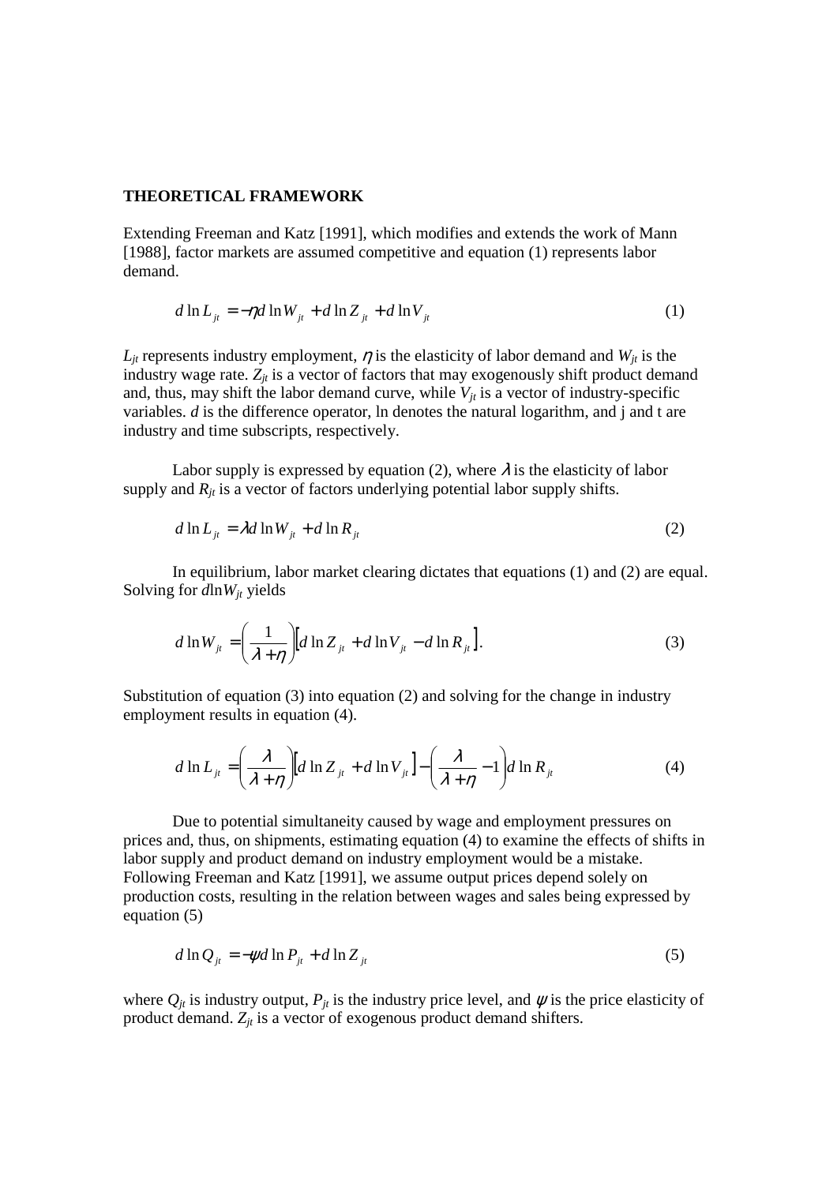**THEORETICAL FRAMEWORK**

Extending Freeman and Katz [1991], which modifies and extends the work of Mann [1988], factor markets are assumed competitive and equation (1) represents labor demand.

$$d\ln L_{jt} = -\eta d\ln W_{jt} + d\ln Z_{jt} + d\ln V_{jt} \tag{1}$$

$L_{jt}$ represents industry employment, $\eta$ is the elasticity of labor demand and $W_{jt}$ is the industry wage rate. $Z_{jt}$ is a vector of factors that may exogenously shift product demand and, thus, may shift the labor demand curve, while $V_{jt}$ is a vector of industry-specific variables. $d$ is the difference operator, ln denotes the natural logarithm, and j and t are industry and time subscripts, respectively.

Labor supply is expressed by equation (2), where $\lambda$ is the elasticity of labor supply and $R_{jt}$ is a vector of factors underlying potential labor supply shifts.

$$d\ln L_{jt} = \lambda d\ln W_{jt} + d\ln R_{jt} \tag{2}$$

In equilibrium, labor market clearing dictates that equations (1) and (2) are equal. Solving for $d\ln W_{jt}$ yields

$$d\ln W_{jt} = \left(\frac{1}{\lambda+\eta}\right)\left[d\ln Z_{jt} + d\ln V_{jt} - d\ln R_{jt}\right]. \tag{3}$$

Substitution of equation (3) into equation (2) and solving for the change in industry employment results in equation (4).

$$d\ln L_{jt} = \left(\frac{\lambda}{\lambda+\eta}\right)\left[d\ln Z_{jt} + d\ln V_{jt}\right] - \left(\frac{\lambda}{\lambda+\eta} - 1\right)d\ln R_{jt} \tag{4}$$

Due to potential simultaneity caused by wage and employment pressures on prices and, thus, on shipments, estimating equation (4) to examine the effects of shifts in labor supply and product demand on industry employment would be a mistake. Following Freeman and Katz [1991], we assume output prices depend solely on production costs, resulting in the relation between wages and sales being expressed by equation (5)

$$d\ln Q_{jt} = -\psi d\ln P_{jt} + d\ln Z_{jt} \tag{5}$$

where $Q_{jt}$ is industry output, $P_{jt}$ is the industry price level, and $\psi$ is the price elasticity of product demand. $Z_{jt}$ is a vector of exogenous product demand shifters.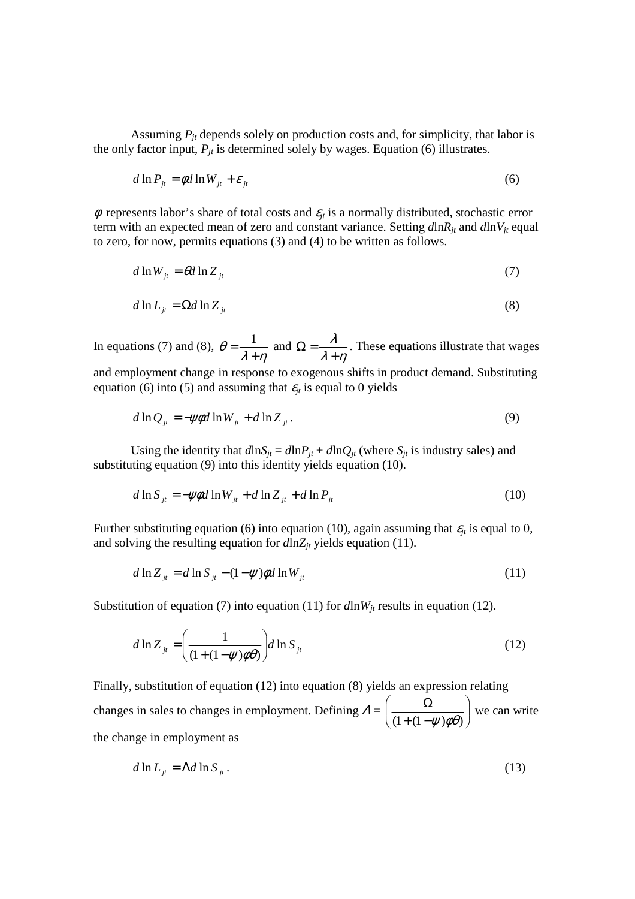Assuming $P_{jt}$ depends solely on production costs and, for simplicity, that labor is the only factor input, $P_{jt}$ is determined solely by wages. Equation (6) illustrates.

$$d \ln P_{jt} = \phi d \ln W_{jt} + \varepsilon_{jt} \tag{6}$$

$\phi$ represents labor's share of total costs and $\varepsilon_{jt}$ is a normally distributed, stochastic error term with an expected mean of zero and constant variance. Setting $d\ln R_{jt}$ and $d\ln V_{jt}$ equal to zero, for now, permits equations (3) and (4) to be written as follows.

$$d \ln W_{jt} = \theta d \ln Z_{jt} \tag{7}$$

$$d \ln L_{jt} = \Omega d \ln Z_{jt} \tag{8}$$

In equations (7) and (8), $\theta = \dfrac{1}{\lambda + \eta}$ and $\Omega = \dfrac{\lambda}{\lambda + \eta}$. These equations illustrate that wages and employment change in response to exogenous shifts in product demand. Substituting equation (6) into (5) and assuming that $\varepsilon_{jt}$ is equal to 0 yields

$$d \ln Q_{jt} = -\psi\phi d \ln W_{jt} + d \ln Z_{jt}. \tag{9}$$

Using the identity that $d\ln S_{jt} = d\ln P_{jt} + d\ln Q_{jt}$ (where $S_{jt}$ is industry sales) and substituting equation (9) into this identity yields equation (10).

$$d \ln S_{jt} = -\psi\phi d \ln W_{jt} + d \ln Z_{jt} + d \ln P_{jt} \tag{10}$$

Further substituting equation (6) into equation (10), again assuming that $\varepsilon_{jt}$ is equal to 0, and solving the resulting equation for $d\ln Z_{jt}$ yields equation (11).

$$d \ln Z_{jt} = d \ln S_{jt} - (1 - \psi)\phi d \ln W_{jt} \tag{11}$$

Substitution of equation (7) into equation (11) for $d\ln W_{jt}$ results in equation (12).

$$d \ln Z_{jt} = \left( \frac{1}{(1 + (1 - \psi)\phi\theta)} \right) d \ln S_{jt} \tag{12}$$

Finally, substitution of equation (12) into equation (8) yields an expression relating changes in sales to changes in employment. Defining $\Lambda = \left( \dfrac{\Omega}{(1 + (1 - \psi)\phi\theta)} \right)$ we can write the change in employment as

$$d \ln L_{jt} = \Lambda d \ln S_{jt}. \tag{13}$$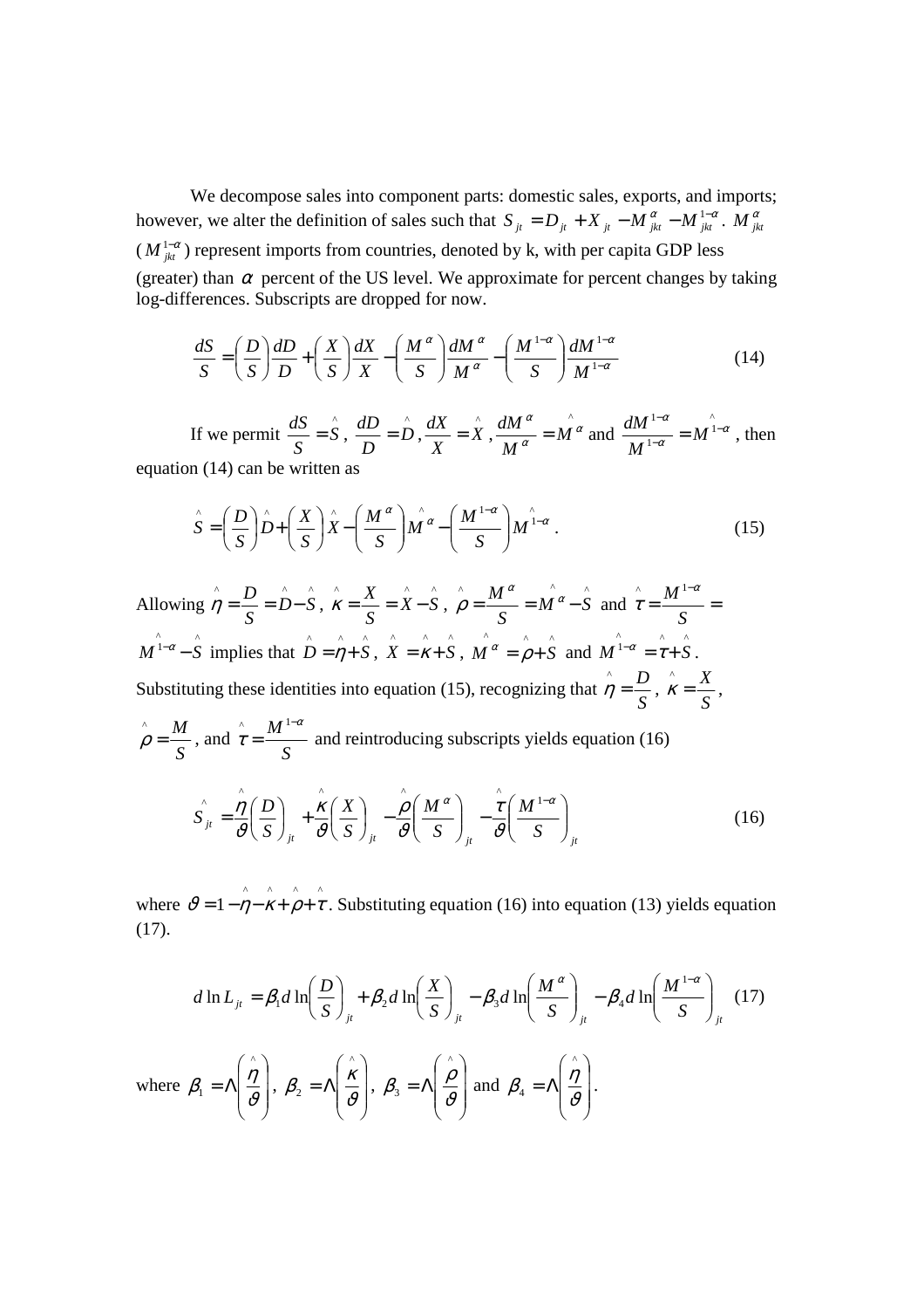We decompose sales into component parts: domestic sales, exports, and imports; however, we alter the definition of sales such that $S_{jt} = D_{jt} + X_{jt} - M^{\alpha}_{jkt} - M^{1-\alpha}_{jkt}$. $M^{\alpha}_{jkt}$ ($M^{1-\alpha}_{jkt}$) represent imports from countries, denoted by k, with per capita GDP less (greater) than $\alpha$ percent of the US level. We approximate for percent changes by taking log-differences. Subscripts are dropped for now.

$$\frac{dS}{S} = \left(\frac{D}{S}\right)\frac{dD}{D} + \left(\frac{X}{S}\right)\frac{dX}{X} - \left(\frac{M^{\alpha}}{S}\right)\frac{dM^{\alpha}}{M^{\alpha}} - \left(\frac{M^{1-\alpha}}{S}\right)\frac{dM^{1-\alpha}}{M^{1-\alpha}} \tag{14}$$

If we permit $\frac{dS}{S} = \hat{S}$, $\frac{dD}{D} = \hat{D}$, $\frac{dX}{X} = \hat{X}$, $\frac{dM^{\alpha}}{M^{\alpha}} = \hat{M}^{\alpha}$ and $\frac{dM^{1-\alpha}}{M^{1-\alpha}} = \hat{M}^{1-\alpha}$, then equation (14) can be written as

$$\hat{S} = \left(\frac{D}{S}\right)\hat{D} + \left(\frac{X}{S}\right)\hat{X} - \left(\frac{M^{\alpha}}{S}\right)\hat{M}^{\alpha} - \left(\frac{M^{1-\alpha}}{S}\right)\hat{M}^{1-\alpha}. \tag{15}$$

Allowing $\hat{\eta} = \frac{D}{S} = \hat{D} - \hat{S}$, $\hat{\kappa} = \frac{X}{S} = \hat{X} - \hat{S}$, $\hat{\rho} = \frac{M^{\alpha}}{S} = \hat{M}^{\alpha} - \hat{S}$ and $\hat{\tau} = \frac{M^{1-\alpha}}{S} = \hat{M}^{1-\alpha} - \hat{S}$ implies that $\hat{D} = \hat{\eta} + \hat{S}$, $\hat{X} = \hat{\kappa} + \hat{S}$, $\hat{M}^{\alpha} = \hat{\rho} + \hat{S}$ and $\hat{M}^{1-\alpha} = \hat{\tau} + \hat{S}$. Substituting these identities into equation (15), recognizing that $\hat{\eta} = \frac{D}{S}$, $\hat{\kappa} = \frac{X}{S}$, $\hat{\rho} = \frac{M}{S}$, and $\hat{\tau} = \frac{M^{1-\alpha}}{S}$ and reintroducing subscripts yields equation (16)

$$\hat{S}_{jt} = \frac{\hat{\eta}}{\vartheta}\left(\frac{D}{S}\right)_{jt} + \frac{\hat{\kappa}}{\vartheta}\left(\frac{X}{S}\right)_{jt} - \frac{\hat{\rho}}{\vartheta}\left(\frac{M^{\alpha}}{S}\right)_{jt} - \frac{\hat{\tau}}{\vartheta}\left(\frac{M^{1-\alpha}}{S}\right)_{jt} \tag{16}$$

where $\vartheta = 1 - \hat{\eta} - \hat{\kappa} + \hat{\rho} + \hat{\tau}$. Substituting equation (16) into equation (13) yields equation (17).

$$d\ln L_{jt} = \beta_1 d\ln\left(\frac{D}{S}\right)_{jt} + \beta_2 d\ln\left(\frac{X}{S}\right)_{jt} - \beta_3 d\ln\left(\frac{M^{\alpha}}{S}\right)_{jt} - \beta_4 d\ln\left(\frac{M^{1-\alpha}}{S}\right)_{jt} \tag{17}$$

where $\beta_1 = \Lambda\left(\frac{\hat{\eta}}{\vartheta}\right)$, $\beta_2 = \Lambda\left(\frac{\hat{\kappa}}{\vartheta}\right)$, $\beta_3 = \Lambda\left(\frac{\hat{\rho}}{\vartheta}\right)$ and $\beta_4 = \Lambda\left(\frac{\hat{\eta}}{\vartheta}\right)$.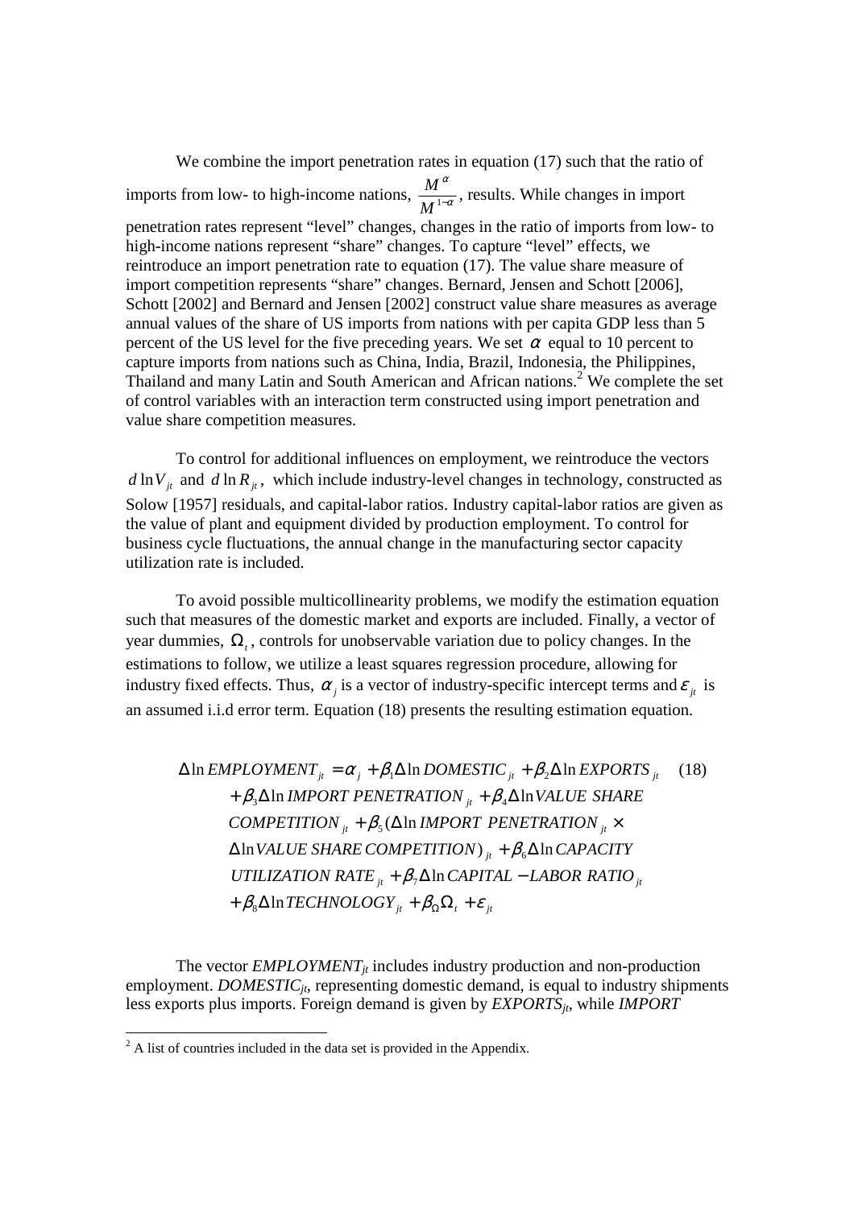We combine the import penetration rates in equation (17) such that the ratio of imports from low- to high-income nations, $\frac{M^{\alpha}}{M^{1-\alpha}}$, results. While changes in import penetration rates represent "level" changes, changes in the ratio of imports from low- to high-income nations represent "share" changes. To capture "level" effects, we reintroduce an import penetration rate to equation (17). The value share measure of import competition represents "share" changes. Bernard, Jensen and Schott [2006], Schott [2002] and Bernard and Jensen [2002] construct value share measures as average annual values of the share of US imports from nations with per capita GDP less than 5 percent of the US level for the five preceding years. We set $\alpha$ equal to 10 percent to capture imports from nations such as China, India, Brazil, Indonesia, the Philippines, Thailand and many Latin and South American and African nations.[2] We complete the set of control variables with an interaction term constructed using import penetration and value share competition measures.

To control for additional influences on employment, we reintroduce the vectors $d\ln V_{jt}$ and $d\ln R_{jt}$, which include industry-level changes in technology, constructed as Solow [1957] residuals, and capital-labor ratios. Industry capital-labor ratios are given as the value of plant and equipment divided by production employment. To control for business cycle fluctuations, the annual change in the manufacturing sector capacity utilization rate is included.

To avoid possible multicollinearity problems, we modify the estimation equation such that measures of the domestic market and exports are included. Finally, a vector of year dummies, $\Omega_t$, controls for unobservable variation due to policy changes. In the estimations to follow, we utilize a least squares regression procedure, allowing for industry fixed effects. Thus, $\alpha_j$ is a vector of industry-specific intercept terms and $\varepsilon_{jt}$ is an assumed i.i.d error term. Equation (18) presents the resulting estimation equation.

$$
\begin{aligned}
\Delta\ln EMPLOYMENT_{jt} = {} & \alpha_j + \beta_1\Delta\ln DOMESTIC_{jt} + \beta_2\Delta\ln EXPORTS_{jt} \qquad (18)\\
& + \beta_3\Delta\ln IMPORT\ PENETRATION_{jt} + \beta_4\Delta\ln VALUE\ SHARE \\
& COMPETITION_{jt} + \beta_5(\Delta\ln IMPORT\ PENETRATION_{jt} \times \\
& \Delta\ln VALUE\ SHARE\ COMPETITION)_{jt} + \beta_6\Delta\ln CAPACITY \\
& UTILIZATION\ RATE_{jt} + \beta_7\Delta\ln CAPITAL-LABOR\ RATIO_{jt} \\
& + \beta_8\Delta\ln TECHNOLOGY_{jt} + \beta_{\Omega}\Omega_t + \varepsilon_{jt}
\end{aligned}
$$

The vector $EMPLOYMENT_{jt}$ includes industry production and non-production employment. $DOMESTIC_{jt}$, representing domestic demand, is equal to industry shipments less exports plus imports. Foreign demand is given by $EXPORTS_{jt}$, while *IMPORT*

[2] A list of countries included in the data set is provided in the Appendix.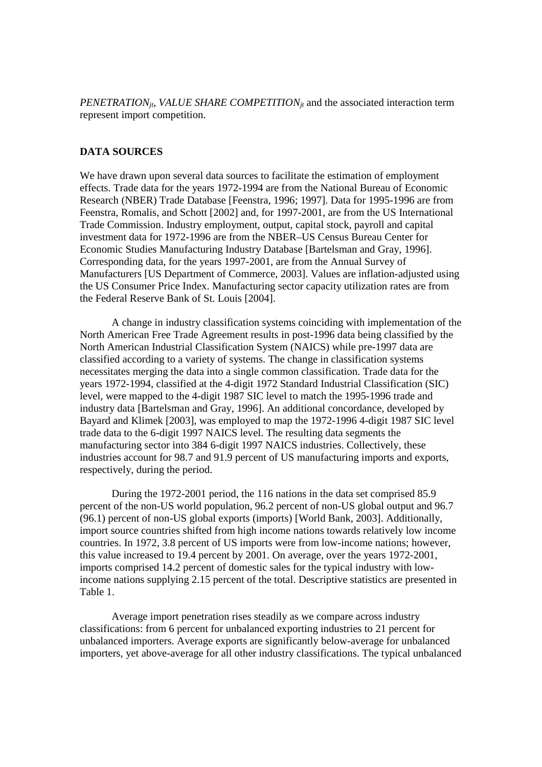*PENETRATION*$_{jt}$, *VALUE SHARE COMPETITION*$_{jt}$ and the associated interaction term represent import competition.

## DATA SOURCES

We have drawn upon several data sources to facilitate the estimation of employment effects. Trade data for the years 1972-1994 are from the National Bureau of Economic Research (NBER) Trade Database [Feenstra, 1996; 1997]. Data for 1995-1996 are from Feenstra, Romalis, and Schott [2002] and, for 1997-2001, are from the US International Trade Commission. Industry employment, output, capital stock, payroll and capital investment data for 1972-1996 are from the NBER–US Census Bureau Center for Economic Studies Manufacturing Industry Database [Bartelsman and Gray, 1996]. Corresponding data, for the years 1997-2001, are from the Annual Survey of Manufacturers [US Department of Commerce, 2003]. Values are inflation-adjusted using the US Consumer Price Index. Manufacturing sector capacity utilization rates are from the Federal Reserve Bank of St. Louis [2004].

A change in industry classification systems coinciding with implementation of the North American Free Trade Agreement results in post-1996 data being classified by the North American Industrial Classification System (NAICS) while pre-1997 data are classified according to a variety of systems. The change in classification systems necessitates merging the data into a single common classification. Trade data for the years 1972-1994, classified at the 4-digit 1972 Standard Industrial Classification (SIC) level, were mapped to the 4-digit 1987 SIC level to match the 1995-1996 trade and industry data [Bartelsman and Gray, 1996]. An additional concordance, developed by Bayard and Klimek [2003], was employed to map the 1972-1996 4-digit 1987 SIC level trade data to the 6-digit 1997 NAICS level. The resulting data segments the manufacturing sector into 384 6-digit 1997 NAICS industries. Collectively, these industries account for 98.7 and 91.9 percent of US manufacturing imports and exports, respectively, during the period.

During the 1972-2001 period, the 116 nations in the data set comprised 85.9 percent of the non-US world population, 96.2 percent of non-US global output and 96.7 (96.1) percent of non-US global exports (imports) [World Bank, 2003]. Additionally, import source countries shifted from high income nations towards relatively low income countries. In 1972, 3.8 percent of US imports were from low-income nations; however, this value increased to 19.4 percent by 2001. On average, over the years 1972-2001, imports comprised 14.2 percent of domestic sales for the typical industry with low-income nations supplying 2.15 percent of the total. Descriptive statistics are presented in Table 1.

Average import penetration rises steadily as we compare across industry classifications: from 6 percent for unbalanced exporting industries to 21 percent for unbalanced importers. Average exports are significantly below-average for unbalanced importers, yet above-average for all other industry classifications. The typical unbalanced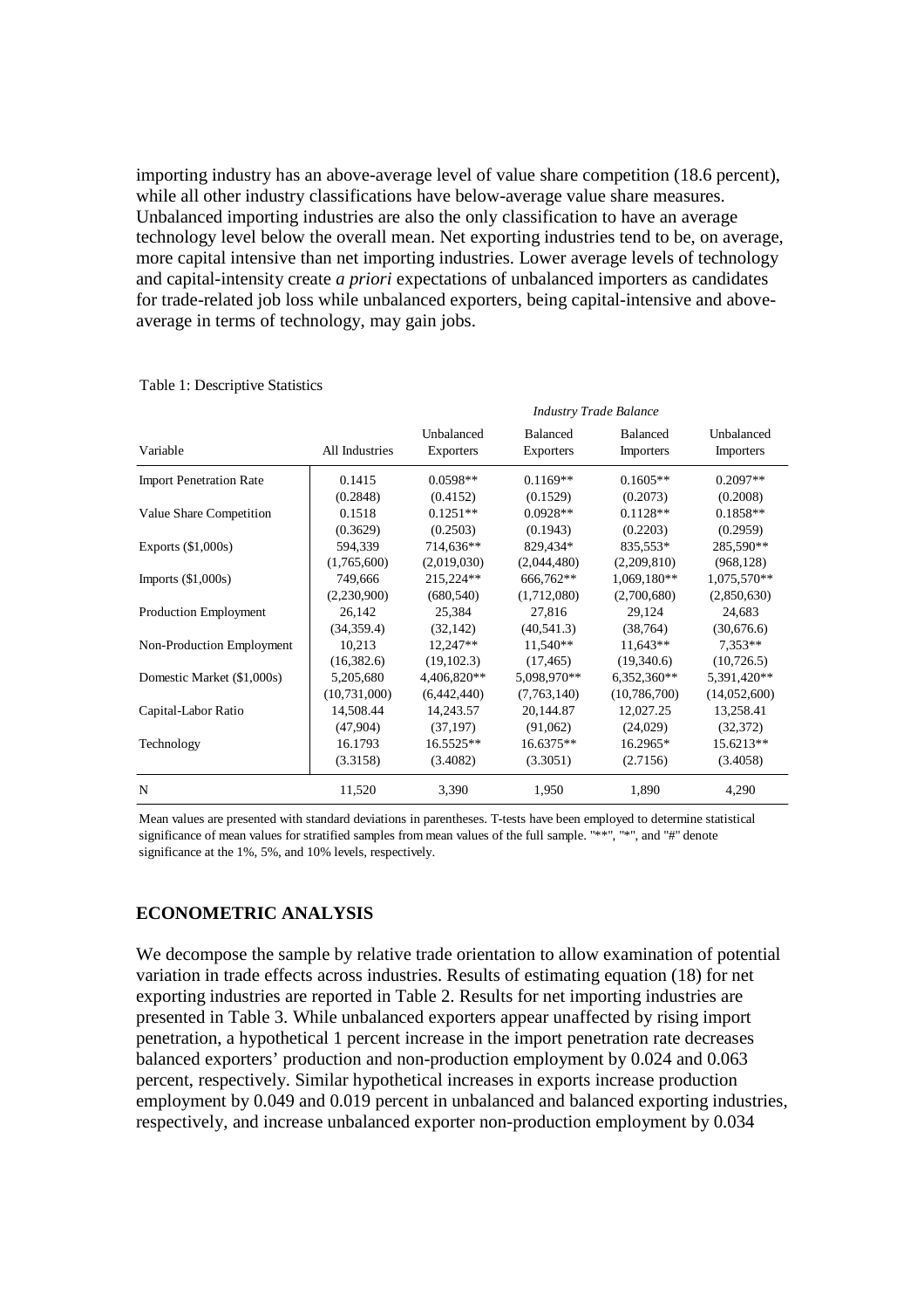importing industry has an above-average level of value share competition (18.6 percent), while all other industry classifications have below-average value share measures. Unbalanced importing industries are also the only classification to have an average technology level below the overall mean. Net exporting industries tend to be, on average, more capital intensive than net importing industries. Lower average levels of technology and capital-intensity create *a priori* expectations of unbalanced importers as candidates for trade-related job loss while unbalanced exporters, being capital-intensive and above-average in terms of technology, may gain jobs.

Table 1: Descriptive Statistics

| | | *Industry Trade Balance* | | | |
|---|---|---|---|---|---|
| Variable | All Industries | Unbalanced Exporters | Balanced Exporters | Balanced Importers | Unbalanced Importers |
| Import Penetration Rate | 0.1415 | 0.0598** | 0.1169** | 0.1605** | 0.2097** |
| | (0.2848) | (0.4152) | (0.1529) | (0.2073) | (0.2008) |
| Value Share Competition | 0.1518 | 0.1251** | 0.0928** | 0.1128** | 0.1858** |
| | (0.3629) | (0.2503) | (0.1943) | (0.2203) | (0.2959) |
| Exports ($1,000s) | 594,339 | 714,636** | 829,434* | 835,553* | 285,590** |
| | (1,765,600) | (2,019,030) | (2,044,480) | (2,209,810) | (968,128) |
| Imports ($1,000s) | 749,666 | 215,224** | 666,762** | 1,069,180** | 1,075,570** |
| | (2,230,900) | (680,540) | (1,712,080) | (2,700,680) | (2,850,630) |
| Production Employment | 26,142 | 25,384 | 27,816 | 29,124 | 24,683 |
| | (34,359.4) | (32,142) | (40,541.3) | (38,764) | (30,676.6) |
| Non-Production Employment | 10,213 | 12,247** | 11,540** | 11,643** | 7,353** |
| | (16,382.6) | (19,102.3) | (17,465) | (19,340.6) | (10,726.5) |
| Domestic Market ($1,000s) | 5,205,680 | 4,406,820** | 5,098,970** | 6,352,360** | 5,391,420** |
| | (10,731,000) | (6,442,440) | (7,763,140) | (10,786,700) | (14,052,600) |
| Capital-Labor Ratio | 14,508.44 | 14,243.57 | 20,144.87 | 12,027.25 | 13,258.41 |
| | (47,904) | (37,197) | (91,062) | (24,029) | (32,372) |
| Technology | 16.1793 | 16.5525** | 16.6375** | 16.2965* | 15.6213** |
| | (3.3158) | (3.4082) | (3.3051) | (2.7156) | (3.4058) |
| N | 11,520 | 3,390 | 1,950 | 1,890 | 4,290 |

Mean values are presented with standard deviations in parentheses. T-tests have been employed to determine statistical significance of mean values for stratified samples from mean values of the full sample. "**", "*", and "#" denote significance at the 1%, 5%, and 10% levels, respectively.

## ECONOMETRIC ANALYSIS

We decompose the sample by relative trade orientation to allow examination of potential variation in trade effects across industries. Results of estimating equation (18) for net exporting industries are reported in Table 2. Results for net importing industries are presented in Table 3. While unbalanced exporters appear unaffected by rising import penetration, a hypothetical 1 percent increase in the import penetration rate decreases balanced exporters' production and non-production employment by 0.024 and 0.063 percent, respectively. Similar hypothetical increases in exports increase production employment by 0.049 and 0.019 percent in unbalanced and balanced exporting industries, respectively, and increase unbalanced exporter non-production employment by 0.034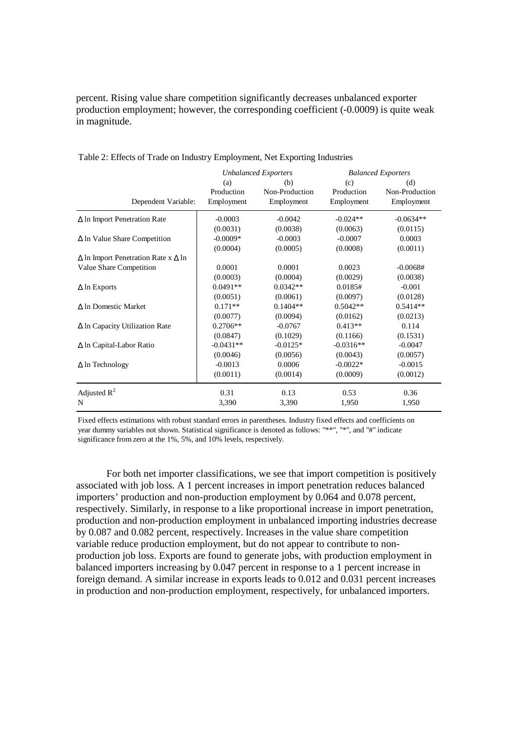percent. Rising value share competition significantly decreases unbalanced exporter production employment; however, the corresponding coefficient (-0.0009) is quite weak in magnitude.

Table 2: Effects of Trade on Industry Employment, Net Exporting Industries

| | *Unbalanced Exporters* | | *Balanced Exporters* | |
|---|---|---|---|---|
| | (a) | (b) | (c) | (d) |
| Dependent Variable: | Production Employment | Non-Production Employment | Production Employment | Non-Production Employment |
| Δ ln Import Penetration Rate | -0.0003 | -0.0042 | -0.024** | -0.0634** |
| | (0.0031) | (0.0038) | (0.0063) | (0.0115) |
| Δ ln Value Share Competition | -0.0009* | -0.0003 | -0.0007 | 0.0003 |
| | (0.0004) | (0.0005) | (0.0008) | (0.0011) |
| Δ ln Import Penetration Rate x Δ ln Value Share Competition | 0.0001 | 0.0001 | 0.0023 | -0.0068# |
| | (0.0003) | (0.0004) | (0.0029) | (0.0038) |
| Δ ln Exports | 0.0491** | 0.0342** | 0.0185# | -0.001 |
| | (0.0051) | (0.0061) | (0.0097) | (0.0128) |
| Δ ln Domestic Market | 0.171** | 0.1404** | 0.5042** | 0.5414** |
| | (0.0077) | (0.0094) | (0.0162) | (0.0213) |
| Δ ln Capacity Utilization Rate | 0.2706** | -0.0767 | 0.413** | 0.114 |
| | (0.0847) | (0.1029) | (0.1166) | (0.1531) |
| Δ ln Capital-Labor Ratio | -0.0431** | -0.0125* | -0.0316** | -0.0047 |
| | (0.0046) | (0.0056) | (0.0043) | (0.0057) |
| Δ ln Technology | -0.0013 | 0.0006 | -0.0022* | -0.0015 |
| | (0.0011) | (0.0014) | (0.0009) | (0.0012) |
| Adjusted $R^2$ | 0.31 | 0.13 | 0.53 | 0.36 |
| N | 3,390 | 3,390 | 1,950 | 1,950 |

Fixed effects estimations with robust standard errors in parentheses. Industry fixed effects and coefficients on year dummy variables not shown. Statistical significance is denoted as follows: "**", "*", and "#" indicate significance from zero at the 1%, 5%, and 10% levels, respectively.

For both net importer classifications, we see that import competition is positively associated with job loss. A 1 percent increases in import penetration reduces balanced importers' production and non-production employment by 0.064 and 0.078 percent, respectively. Similarly, in response to a like proportional increase in import penetration, production and non-production employment in unbalanced importing industries decrease by 0.087 and 0.082 percent, respectively. Increases in the value share competition variable reduce production employment, but do not appear to contribute to non-production job loss. Exports are found to generate jobs, with production employment in balanced importers increasing by 0.047 percent in response to a 1 percent increase in foreign demand. A similar increase in exports leads to 0.012 and 0.031 percent increases in production and non-production employment, respectively, for unbalanced importers.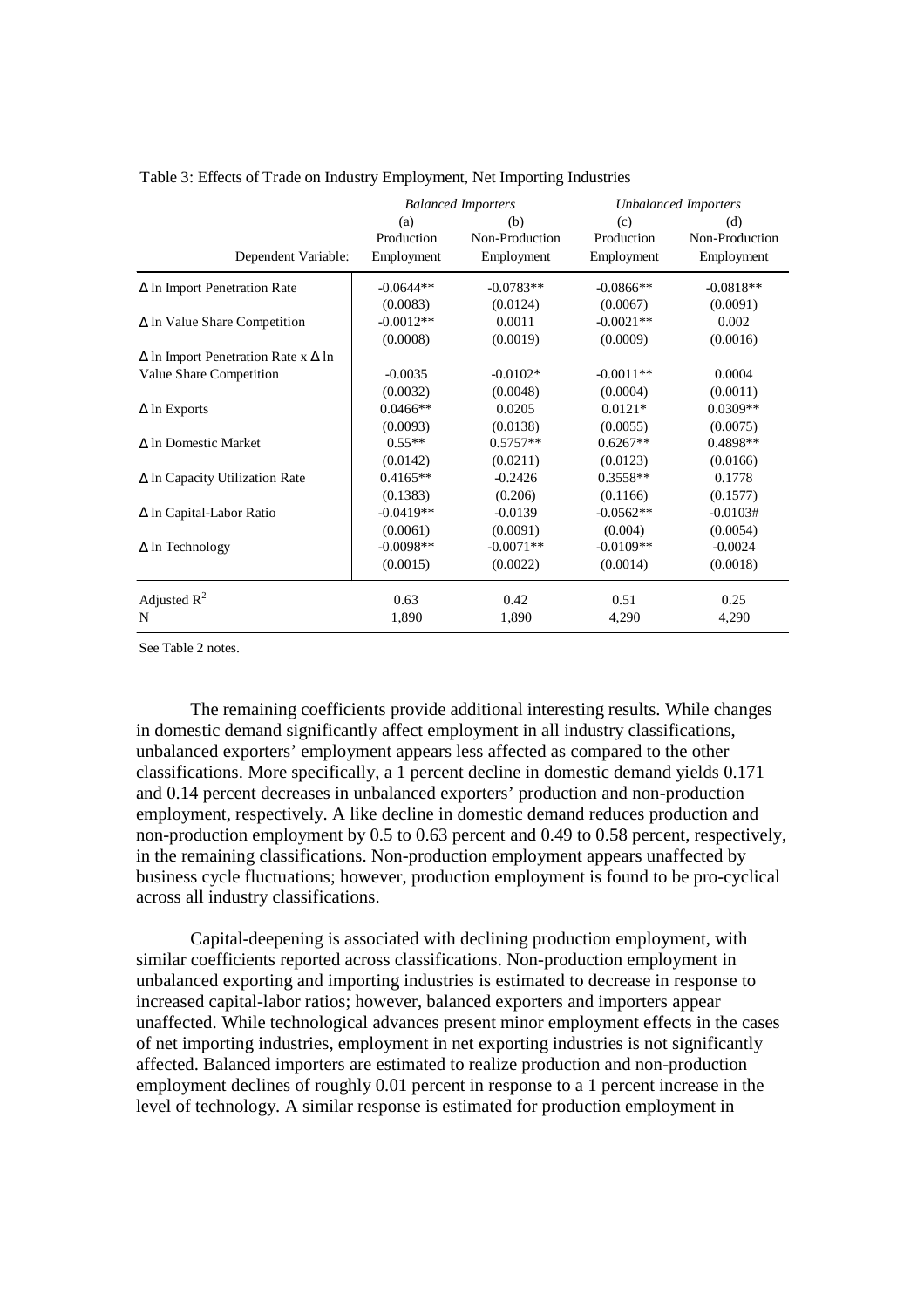Table 3: Effects of Trade on Industry Employment, Net Importing Industries

| | *Balanced Importers* | | *Unbalanced Importers* | |
|---|---|---|---|---|
| | (a) | (b) | (c) | (d) |
| | Production | Non-Production | Production | Non-Production |
| Dependent Variable: | Employment | Employment | Employment | Employment |
| Δ ln Import Penetration Rate | -0.0644** | -0.0783** | -0.0866** | -0.0818** |
| | (0.0083) | (0.0124) | (0.0067) | (0.0091) |
| Δ ln Value Share Competition | -0.0012** | 0.0011 | -0.0021** | 0.002 |
| | (0.0008) | (0.0019) | (0.0009) | (0.0016) |
| Δ ln Import Penetration Rate x Δ ln Value Share Competition | -0.0035 | -0.0102* | -0.0011** | 0.0004 |
| | (0.0032) | (0.0048) | (0.0004) | (0.0011) |
| Δ ln Exports | 0.0466** | 0.0205 | 0.0121* | 0.0309** |
| | (0.0093) | (0.0138) | (0.0055) | (0.0075) |
| Δ ln Domestic Market | 0.55** | 0.5757** | 0.6267** | 0.4898** |
| | (0.0142) | (0.0211) | (0.0123) | (0.0166) |
| Δ ln Capacity Utilization Rate | 0.4165** | -0.2426 | 0.3558** | 0.1778 |
| | (0.1383) | (0.206) | (0.1166) | (0.1577) |
| Δ ln Capital-Labor Ratio | -0.0419** | -0.0139 | -0.0562** | -0.0103# |
| | (0.0061) | (0.0091) | (0.004) | (0.0054) |
| Δ ln Technology | -0.0098** | -0.0071** | -0.0109** | -0.0024 |
| | (0.0015) | (0.0022) | (0.0014) | (0.0018) |
| Adjusted $R^2$ | 0.63 | 0.42 | 0.51 | 0.25 |
| N | 1,890 | 1,890 | 4,290 | 4,290 |

See Table 2 notes.

The remaining coefficients provide additional interesting results. While changes in domestic demand significantly affect employment in all industry classifications, unbalanced exporters' employment appears less affected as compared to the other classifications. More specifically, a 1 percent decline in domestic demand yields 0.171 and 0.14 percent decreases in unbalanced exporters' production and non-production employment, respectively. A like decline in domestic demand reduces production and non-production employment by 0.5 to 0.63 percent and 0.49 to 0.58 percent, respectively, in the remaining classifications. Non-production employment appears unaffected by business cycle fluctuations; however, production employment is found to be pro-cyclical across all industry classifications.

Capital-deepening is associated with declining production employment, with similar coefficients reported across classifications. Non-production employment in unbalanced exporting and importing industries is estimated to decrease in response to increased capital-labor ratios; however, balanced exporters and importers appear unaffected. While technological advances present minor employment effects in the cases of net importing industries, employment in net exporting industries is not significantly affected. Balanced importers are estimated to realize production and non-production employment declines of roughly 0.01 percent in response to a 1 percent increase in the level of technology. A similar response is estimated for production employment in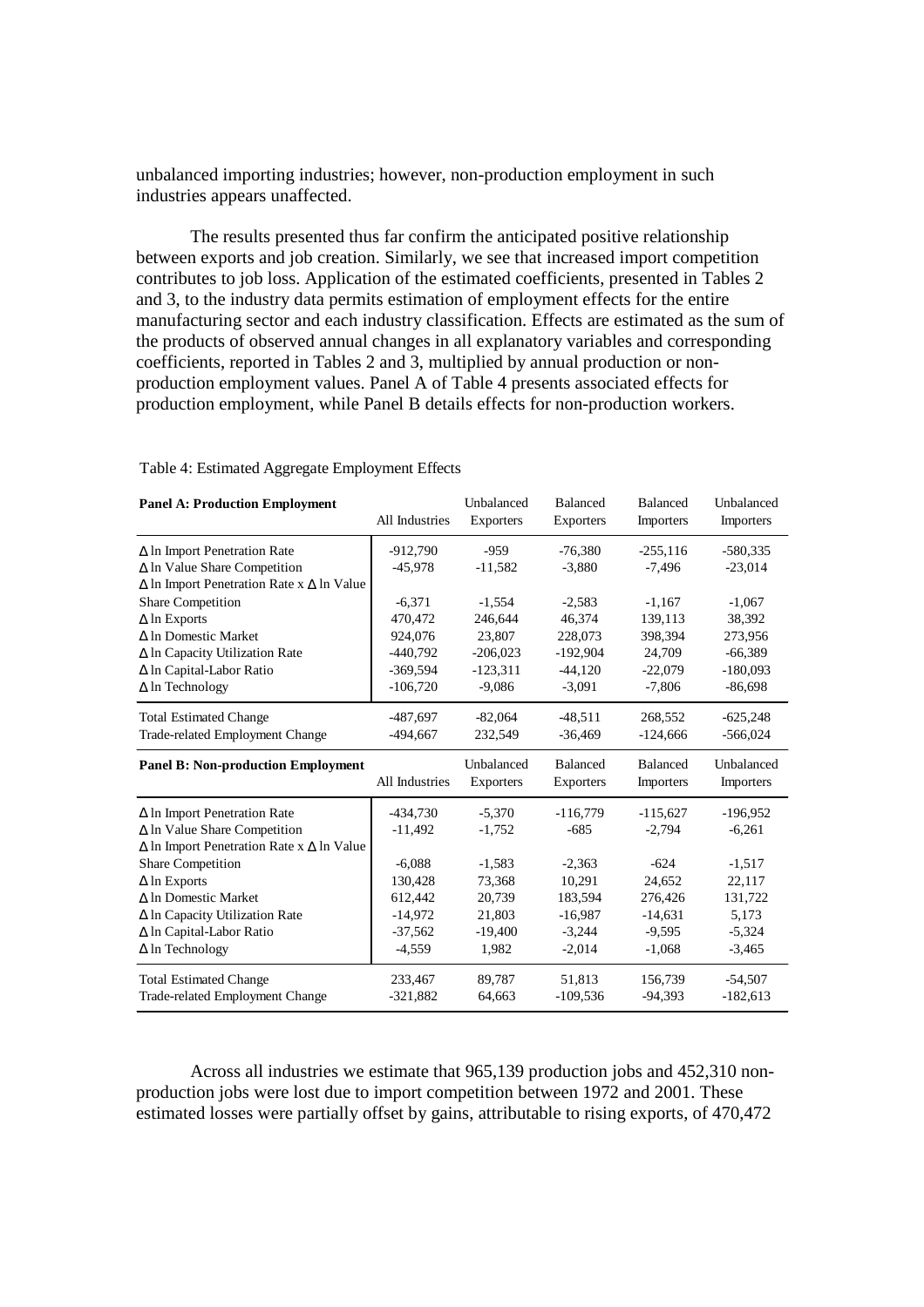unbalanced importing industries; however, non-production employment in such industries appears unaffected.

The results presented thus far confirm the anticipated positive relationship between exports and job creation. Similarly, we see that increased import competition contributes to job loss. Application of the estimated coefficients, presented in Tables 2 and 3, to the industry data permits estimation of employment effects for the entire manufacturing sector and each industry classification. Effects are estimated as the sum of the products of observed annual changes in all explanatory variables and corresponding coefficients, reported in Tables 2 and 3, multiplied by annual production or non-production employment values. Panel A of Table 4 presents associated effects for production employment, while Panel B details effects for non-production workers.

Table 4: Estimated Aggregate Employment Effects

| **Panel A: Production Employment** | All Industries | Unbalanced Exporters | Balanced Exporters | Balanced Importers | Unbalanced Importers |
|---|---|---|---|---|---|
| Δ ln Import Penetration Rate | -912,790 | -959 | -76,380 | -255,116 | -580,335 |
| Δ ln Value Share Competition | -45,978 | -11,582 | -3,880 | -7,496 | -23,014 |
| Δ ln Import Penetration Rate x Δ ln Value Share Competition | -6,371 | -1,554 | -2,583 | -1,167 | -1,067 |
| Δ ln Exports | 470,472 | 246,644 | 46,374 | 139,113 | 38,392 |
| Δ ln Domestic Market | 924,076 | 23,807 | 228,073 | 398,394 | 273,956 |
| Δ ln Capacity Utilization Rate | -440,792 | -206,023 | -192,904 | 24,709 | -66,389 |
| Δ ln Capital-Labor Ratio | -369,594 | -123,311 | -44,120 | -22,079 | -180,093 |
| Δ ln Technology | -106,720 | -9,086 | -3,091 | -7,806 | -86,698 |
| Total Estimated Change | -487,697 | -82,064 | -48,511 | 268,552 | -625,248 |
| Trade-related Employment Change | -494,667 | 232,549 | -36,469 | -124,666 | -566,024 |
| **Panel B: Non-production Employment** | All Industries | Unbalanced Exporters | Balanced Exporters | Balanced Importers | Unbalanced Importers |
| Δ ln Import Penetration Rate | -434,730 | -5,370 | -116,779 | -115,627 | -196,952 |
| Δ ln Value Share Competition | -11,492 | -1,752 | -685 | -2,794 | -6,261 |
| Δ ln Import Penetration Rate x Δ ln Value Share Competition | -6,088 | -1,583 | -2,363 | -624 | -1,517 |
| Δ ln Exports | 130,428 | 73,368 | 10,291 | 24,652 | 22,117 |
| Δ ln Domestic Market | 612,442 | 20,739 | 183,594 | 276,426 | 131,722 |
| Δ ln Capacity Utilization Rate | -14,972 | 21,803 | -16,987 | -14,631 | 5,173 |
| Δ ln Capital-Labor Ratio | -37,562 | -19,400 | -3,244 | -9,595 | -5,324 |
| Δ ln Technology | -4,559 | 1,982 | -2,014 | -1,068 | -3,465 |
| Total Estimated Change | 233,467 | 89,787 | 51,813 | 156,739 | -54,507 |
| Trade-related Employment Change | -321,882 | 64,663 | -109,536 | -94,393 | -182,613 |

Across all industries we estimate that 965,139 production jobs and 452,310 non-production jobs were lost due to import competition between 1972 and 2001. These estimated losses were partially offset by gains, attributable to rising exports, of 470,472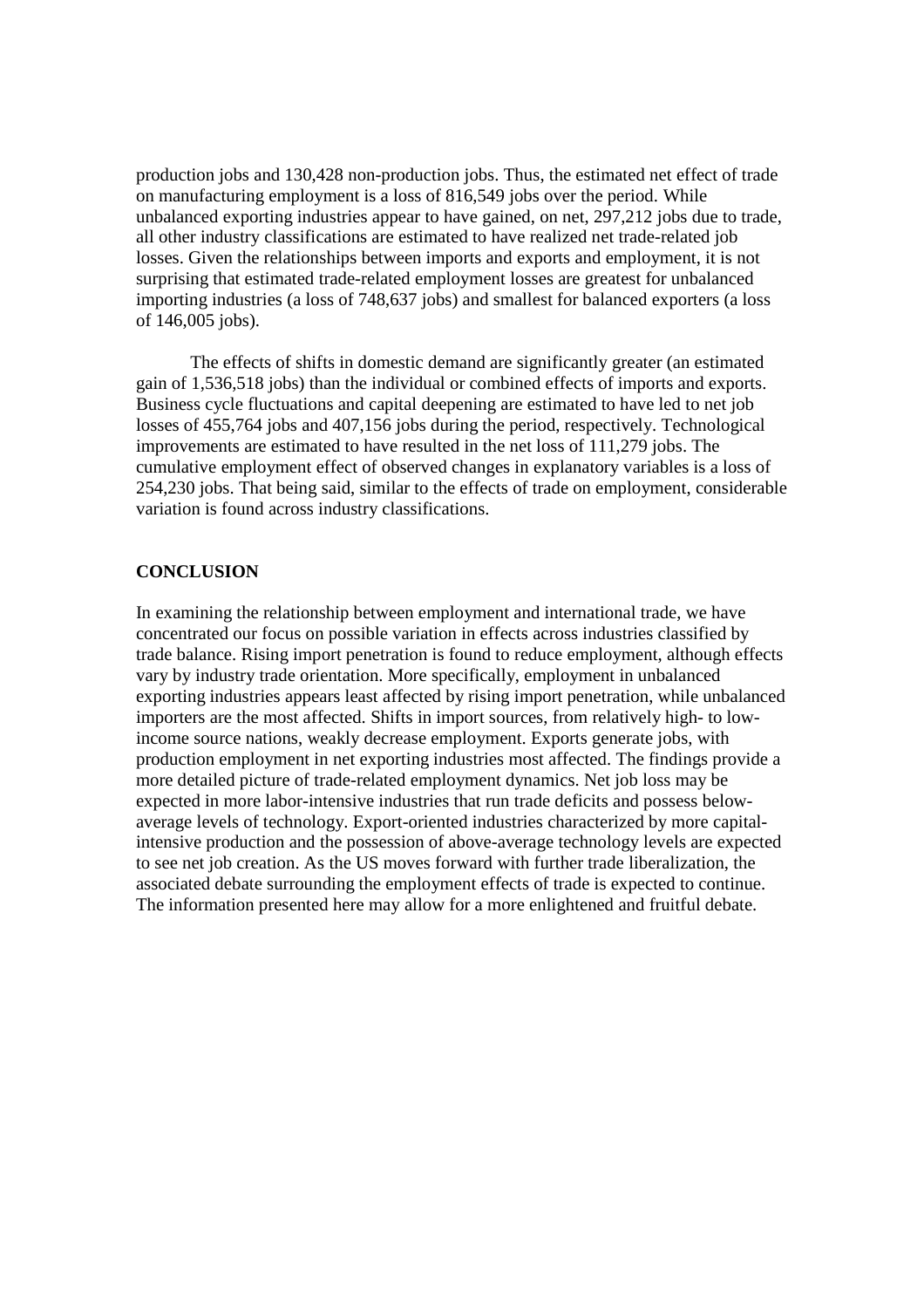production jobs and 130,428 non-production jobs. Thus, the estimated net effect of trade on manufacturing employment is a loss of 816,549 jobs over the period. While unbalanced exporting industries appear to have gained, on net, 297,212 jobs due to trade, all other industry classifications are estimated to have realized net trade-related job losses. Given the relationships between imports and exports and employment, it is not surprising that estimated trade-related employment losses are greatest for unbalanced importing industries (a loss of 748,637 jobs) and smallest for balanced exporters (a loss of 146,005 jobs).

The effects of shifts in domestic demand are significantly greater (an estimated gain of 1,536,518 jobs) than the individual or combined effects of imports and exports. Business cycle fluctuations and capital deepening are estimated to have led to net job losses of 455,764 jobs and 407,156 jobs during the period, respectively. Technological improvements are estimated to have resulted in the net loss of 111,279 jobs. The cumulative employment effect of observed changes in explanatory variables is a loss of 254,230 jobs. That being said, similar to the effects of trade on employment, considerable variation is found across industry classifications.

## CONCLUSION

In examining the relationship between employment and international trade, we have concentrated our focus on possible variation in effects across industries classified by trade balance. Rising import penetration is found to reduce employment, although effects vary by industry trade orientation. More specifically, employment in unbalanced exporting industries appears least affected by rising import penetration, while unbalanced importers are the most affected. Shifts in import sources, from relatively high- to low-income source nations, weakly decrease employment. Exports generate jobs, with production employment in net exporting industries most affected. The findings provide a more detailed picture of trade-related employment dynamics. Net job loss may be expected in more labor-intensive industries that run trade deficits and possess below-average levels of technology. Export-oriented industries characterized by more capital-intensive production and the possession of above-average technology levels are expected to see net job creation. As the US moves forward with further trade liberalization, the associated debate surrounding the employment effects of trade is expected to continue. The information presented here may allow for a more enlightened and fruitful debate.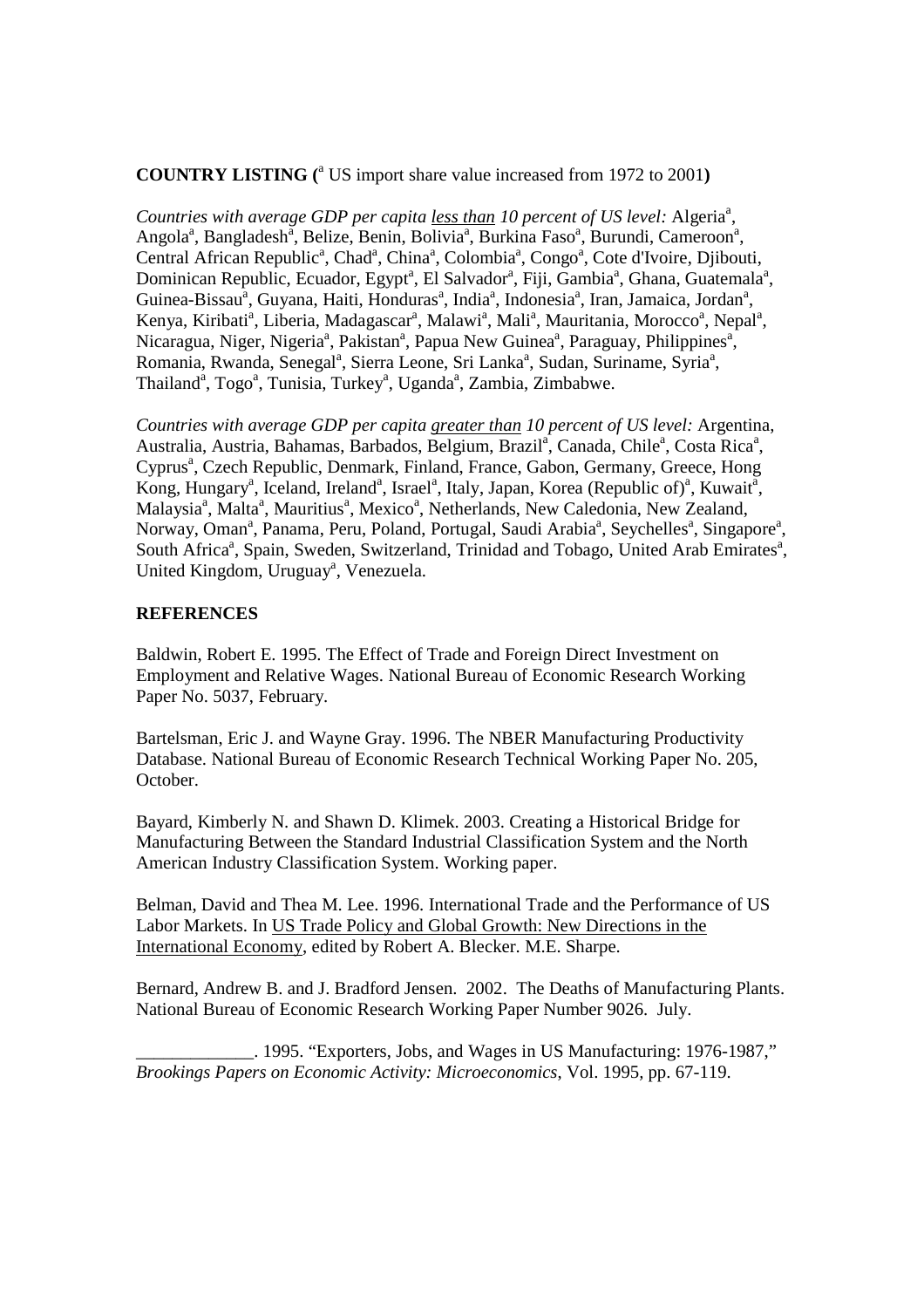**COUNTRY LISTING (**[a] US import share value increased from 1972 to 2001**)**

*Countries with average GDP per capita* *less than* *10 percent of US level:* Algeria[a], Angola[a], Bangladesh[a], Belize, Benin, Bolivia[a], Burkina Faso[a], Burundi, Cameroon[a], Central African Republic[a], Chad[a], China[a], Colombia[a], Congo[a], Cote d'Ivoire, Djibouti, Dominican Republic, Ecuador, Egypt[a], El Salvador[a], Fiji, Gambia[a], Ghana, Guatemala[a], Guinea-Bissau[a], Guyana, Haiti, Honduras[a], India[a], Indonesia[a], Iran, Jamaica, Jordan[a], Kenya, Kiribati[a], Liberia, Madagascar[a], Malawi[a], Mali[a], Mauritania, Morocco[a], Nepal[a], Nicaragua, Niger, Nigeria[a], Pakistan[a], Papua New Guinea[a], Paraguay, Philippines[a], Romania, Rwanda, Senegal[a], Sierra Leone, Sri Lanka[a], Sudan, Suriname, Syria[a], Thailand[a], Togo[a], Tunisia, Turkey[a], Uganda[a], Zambia, Zimbabwe.

*Countries with average GDP per capita* *greater than* *10 percent of US level:* Argentina, Australia, Austria, Bahamas, Barbados, Belgium, Brazil[a], Canada, Chile[a], Costa Rica[a], Cyprus[a], Czech Republic, Denmark, Finland, France, Gabon, Germany, Greece, Hong Kong, Hungary[a], Iceland, Ireland[a], Israel[a], Italy, Japan, Korea (Republic of)[a], Kuwait[a], Malaysia[a], Malta[a], Mauritius[a], Mexico[a], Netherlands, New Caledonia, New Zealand, Norway, Oman[a], Panama, Peru, Poland, Portugal, Saudi Arabia[a], Seychelles[a], Singapore[a], South Africa[a], Spain, Sweden, Switzerland, Trinidad and Tobago, United Arab Emirates[a], United Kingdom, Uruguay[a], Venezuela.

**REFERENCES**

Baldwin, Robert E. 1995. The Effect of Trade and Foreign Direct Investment on Employment and Relative Wages. National Bureau of Economic Research Working Paper No. 5037, February.

Bartelsman, Eric J. and Wayne Gray. 1996. The NBER Manufacturing Productivity Database. National Bureau of Economic Research Technical Working Paper No. 205, October.

Bayard, Kimberly N. and Shawn D. Klimek. 2003. Creating a Historical Bridge for Manufacturing Between the Standard Industrial Classification System and the North American Industry Classification System. Working paper.

Belman, David and Thea M. Lee. 1996. International Trade and the Performance of US Labor Markets. In US Trade Policy and Global Growth: New Directions in the International Economy, edited by Robert A. Blecker. M.E. Sharpe.

Bernard, Andrew B. and J. Bradford Jensen. 2002. The Deaths of Manufacturing Plants. National Bureau of Economic Research Working Paper Number 9026. July.

_____________. 1995. "Exporters, Jobs, and Wages in US Manufacturing: 1976-1987," *Brookings Papers on Economic Activity: Microeconomics*, Vol. 1995, pp. 67-119.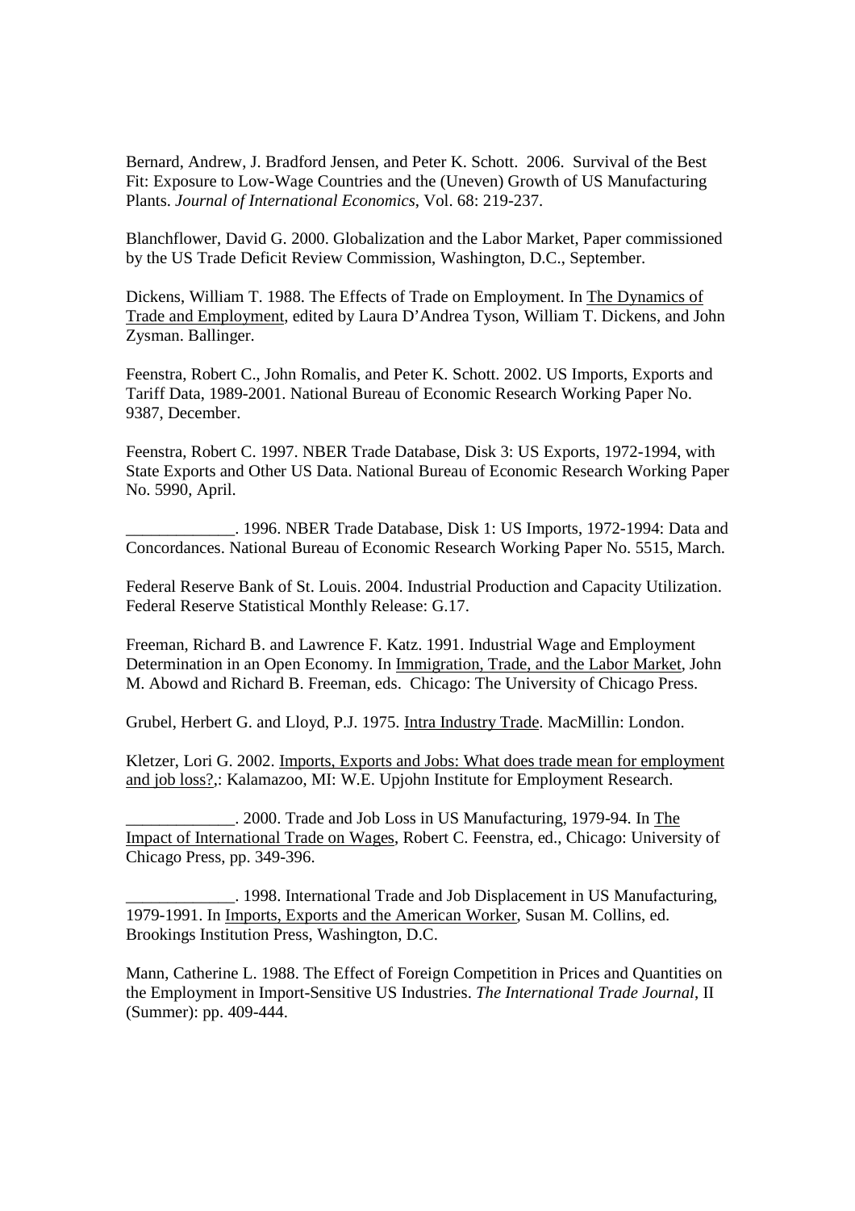Bernard, Andrew, J. Bradford Jensen, and Peter K. Schott. 2006. Survival of the Best Fit: Exposure to Low-Wage Countries and the (Uneven) Growth of US Manufacturing Plants. *Journal of International Economics*, Vol. 68: 219-237.

Blanchflower, David G. 2000. Globalization and the Labor Market, Paper commissioned by the US Trade Deficit Review Commission, Washington, D.C., September.

Dickens, William T. 1988. The Effects of Trade on Employment. In The Dynamics of Trade and Employment, edited by Laura D'Andrea Tyson, William T. Dickens, and John Zysman. Ballinger.

Feenstra, Robert C., John Romalis, and Peter K. Schott. 2002. US Imports, Exports and Tariff Data, 1989-2001. National Bureau of Economic Research Working Paper No. 9387, December.

Feenstra, Robert C. 1997. NBER Trade Database, Disk 3: US Exports, 1972-1994, with State Exports and Other US Data. National Bureau of Economic Research Working Paper No. 5990, April.

_____________. 1996. NBER Trade Database, Disk 1: US Imports, 1972-1994: Data and Concordances. National Bureau of Economic Research Working Paper No. 5515, March.

Federal Reserve Bank of St. Louis. 2004. Industrial Production and Capacity Utilization. Federal Reserve Statistical Monthly Release: G.17.

Freeman, Richard B. and Lawrence F. Katz. 1991. Industrial Wage and Employment Determination in an Open Economy. In Immigration, Trade, and the Labor Market, John M. Abowd and Richard B. Freeman, eds. Chicago: The University of Chicago Press.

Grubel, Herbert G. and Lloyd, P.J. 1975. Intra Industry Trade. MacMillin: London.

Kletzer, Lori G. 2002. Imports, Exports and Jobs: What does trade mean for employment and job loss?,: Kalamazoo, MI: W.E. Upjohn Institute for Employment Research.

_____________. 2000. Trade and Job Loss in US Manufacturing, 1979-94. In The Impact of International Trade on Wages, Robert C. Feenstra, ed., Chicago: University of Chicago Press, pp. 349-396.

_____________. 1998. International Trade and Job Displacement in US Manufacturing, 1979-1991. In Imports, Exports and the American Worker, Susan M. Collins, ed. Brookings Institution Press, Washington, D.C.

Mann, Catherine L. 1988. The Effect of Foreign Competition in Prices and Quantities on the Employment in Import-Sensitive US Industries. *The International Trade Journal*, II (Summer): pp. 409-444.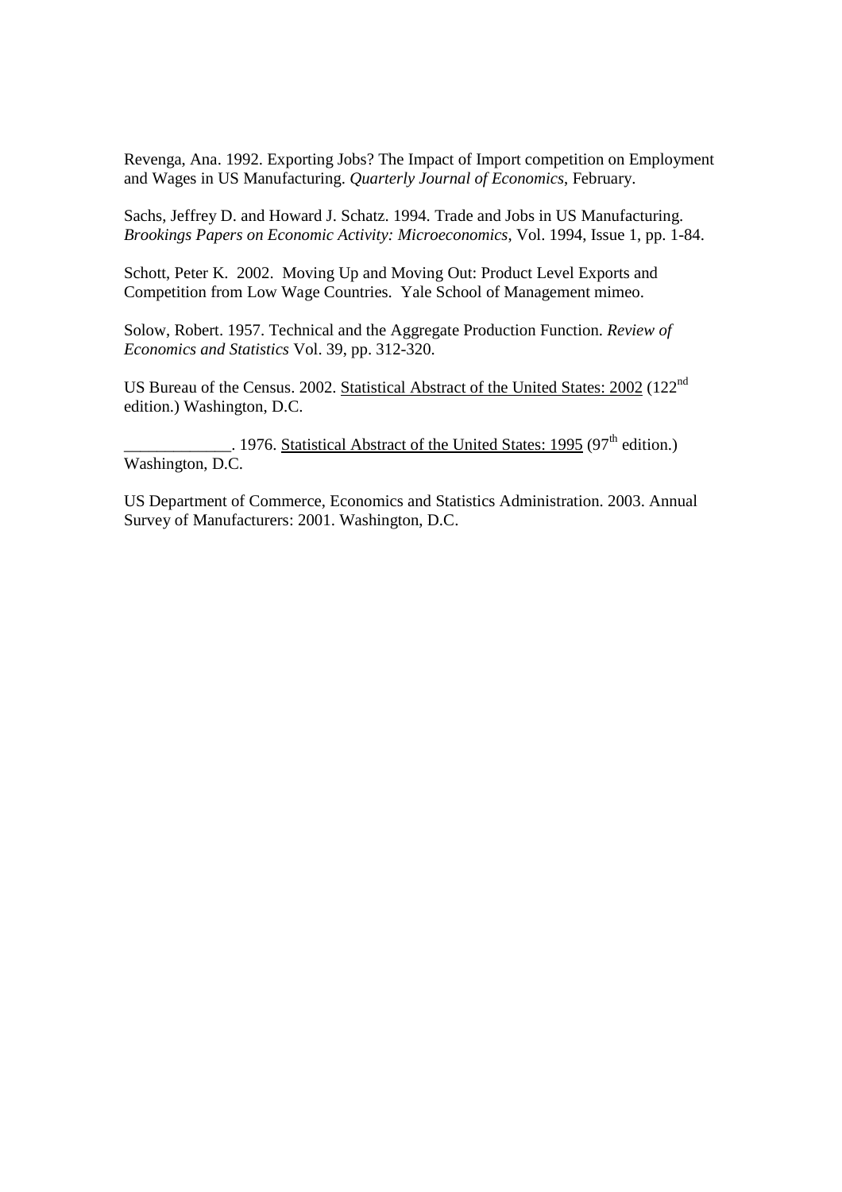Revenga, Ana. 1992. Exporting Jobs? The Impact of Import competition on Employment and Wages in US Manufacturing. *Quarterly Journal of Economics*, February.

Sachs, Jeffrey D. and Howard J. Schatz. 1994. Trade and Jobs in US Manufacturing. *Brookings Papers on Economic Activity: Microeconomics*, Vol. 1994, Issue 1, pp. 1-84.

Schott, Peter K. 2002. Moving Up and Moving Out: Product Level Exports and Competition from Low Wage Countries. Yale School of Management mimeo.

Solow, Robert. 1957. Technical and the Aggregate Production Function. *Review of Economics and Statistics* Vol. 39, pp. 312-320.

US Bureau of the Census. 2002. Statistical Abstract of the United States: 2002 (122nd edition.) Washington, D.C.

_____________. 1976. Statistical Abstract of the United States: 1995 (97th edition.) Washington, D.C.

US Department of Commerce, Economics and Statistics Administration. 2003. Annual Survey of Manufacturers: 2001. Washington, D.C.